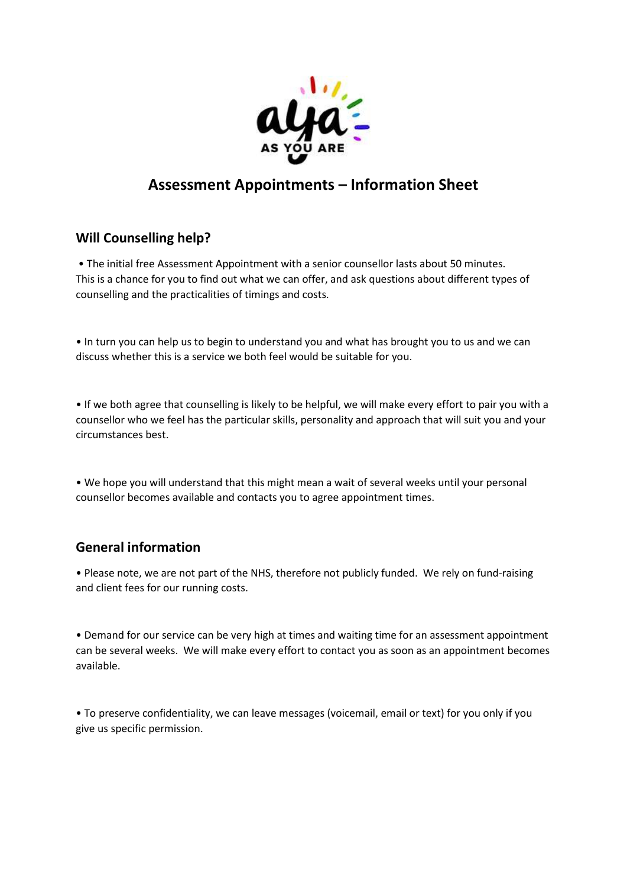# Assessment Appointments – Information Sheet

## Will Counselling help?

- The initial free Assessment Appointment with a senior counsellor lasts about 50 minutes. This is a chance for you to find out what we can offer, and ask questions about different types of counselling and the practicalities of timings and costs.

- In turn you can help us to begin to understand you and what has brought you to us and we can discuss whether this is a service we both feel would be suitable for you.

- If we both agree that counselling is likely to be helpful, we will make every effort to pair you with a counsellor who we feel has the particular skills, personality and approach that will suit you and your circumstances best.

- We hope you will understand that this might mean a wait of several weeks until your personal counsellor becomes available and contacts you to agree appointment times.

## General information

- Please note, we are not part of the NHS, therefore not publicly funded. We rely on fund-raising and client fees for our running costs.

- Demand for our service can be very high at times and waiting time for an assessment appointment can be several weeks. We will make every effort to contact you as soon as an appointment becomes available.

- To preserve confidentiality, we can leave messages (voicemail, email or text) for you only if you give us specific permission.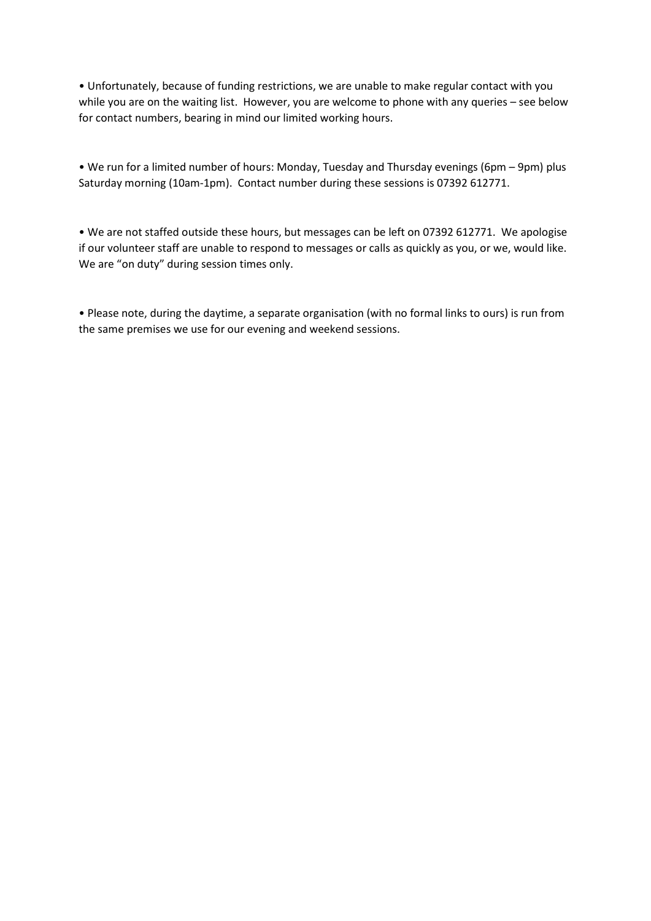- Unfortunately, because of funding restrictions, we are unable to make regular contact with you while you are on the waiting list. However, you are welcome to phone with any queries – see below for contact numbers, bearing in mind our limited working hours.

- We run for a limited number of hours: Monday, Tuesday and Thursday evenings (6pm – 9pm) plus Saturday morning (10am-1pm). Contact number during these sessions is 07392 612771.

- We are not staffed outside these hours, but messages can be left on 07392 612771. We apologise if our volunteer staff are unable to respond to messages or calls as quickly as you, or we, would like. We are "on duty" during session times only.

- Please note, during the daytime, a separate organisation (with no formal links to ours) is run from the same premises we use for our evening and weekend sessions.